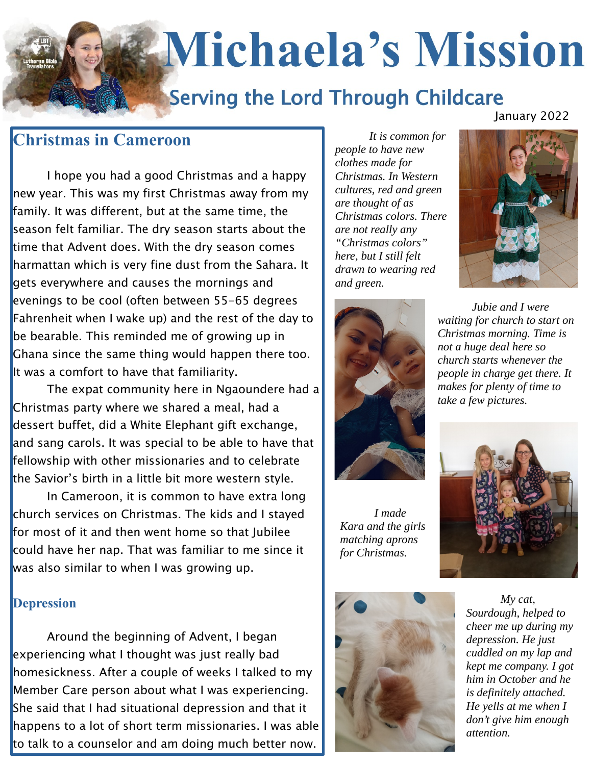# Michaela's Mission

## Serving the Lord Through Childcare

January 2022

## Christmas in Cameroon

I hope you had a good Christmas and a happy new year. This was my first Christmas away from my family. It was different, but at the same time, the season felt familiar. The dry season starts about the time that Advent does. With the dry season comes harmattan which is very fine dust from the Sahara. It gets everywhere and causes the mornings and evenings to be cool (often between 55-65 degrees Fahrenheit when I wake up) and the rest of the day to be bearable. This reminded me of growing up in Ghana since the same thing would happen there too. It was a comfort to have that familiarity.

The expat community here in Ngaoundere had a Christmas party where we shared a meal, had a dessert buffet, did a White Elephant gift exchange, and sang carols. It was special to be able to have that fellowship with other missionaries and to celebrate the Savior's birth in a little bit more western style.

In Cameroon, it is common to have extra long church services on Christmas. The kids and I stayed for most of it and then went home so that Jubilee could have her nap. That was familiar to me since it was also similar to when I was growing up.

### Depression

Around the beginning of Advent, I began experiencing what I thought was just really bad homesickness. After a couple of weeks I talked to my Member Care person about what I was experiencing. She said that I had situational depression and that it happens to a lot of short term missionaries. I was able to talk to a counselor and am doing much better now.

*It is common for people to have new clothes made for Christmas. In Western cultures, red and green are thought of as Christmas colors. There are not really any "Christmas colors" here, but I still felt drawn to wearing red and green.*

*Jubie and I were waiting for church to start on Christmas morning. Time is not a huge deal here so church starts whenever the people in charge get there. It makes for plenty of time to take a few pictures.*

*I made Kara and the girls matching aprons for Christmas.*

*My cat, Sourdough, helped to cheer me up during my depression. He just cuddled on my lap and kept me company. I got him in October and he is definitely attached. He yells at me when I don't give him enough attention.*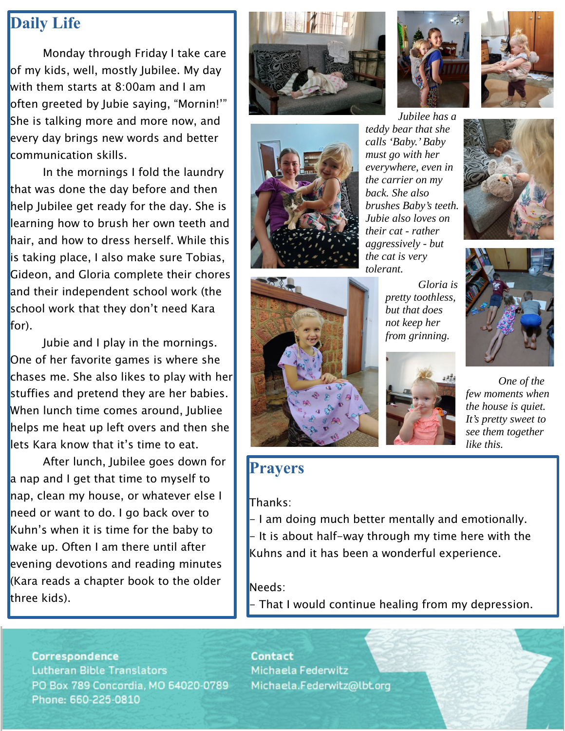## Daily Life

Monday through Friday I take care of my kids, well, mostly Jubilee. My day with them starts at 8:00am and I am often greeted by Jubie saying, "Mornin!'" She is talking more and more now, and every day brings new words and better communication skills.

In the mornings I fold the laundry that was done the day before and then help Jubilee get ready for the day. She is learning how to brush her own teeth and hair, and how to dress herself. While this is taking place, I also make sure Tobias, Gideon, and Gloria complete their chores and their independent school work (the school work that they don't need Kara for).

Jubie and I play in the mornings. One of her favorite games is where she chases me. She also likes to play with her stuffies and pretend they are her babies. When lunch time comes around, Jubliee helps me heat up left overs and then she lets Kara know that it's time to eat.

After lunch, Jubilee goes down for a nap and I get that time to myself to nap, clean my house, or whatever else I need or want to do. I go back over to Kuhn's when it is time for the baby to wake up. Often I am there until after evening devotions and reading minutes (Kara reads a chapter book to the older three kids).

*Jubilee has a teddy bear that she calls 'Baby.' Baby must go with her everywhere, even in the carrier on my back. She also brushes Baby's teeth. Jubie also loves on their cat - rather aggressively - but the cat is very tolerant.*

*Gloria is pretty toothless, but that does not keep her from grinning.*

*One of the few moments when the house is quiet. It's pretty sweet to see them together like this.*

## Prayers

Thanks:

- I am doing much better mentally and emotionally.
- It is about half-way through my time here with the Kuhns and it has been a wonderful experience.

Needs:

- That I would continue healing from my depression.

**Correspondence**
Lutheran Bible Translators
PO Box 789 Concordia, MO 64020-0789
Phone: 660-225-0810

**Contact**
Michaela Federwitz
Michaela.Federwitz@lbt.org